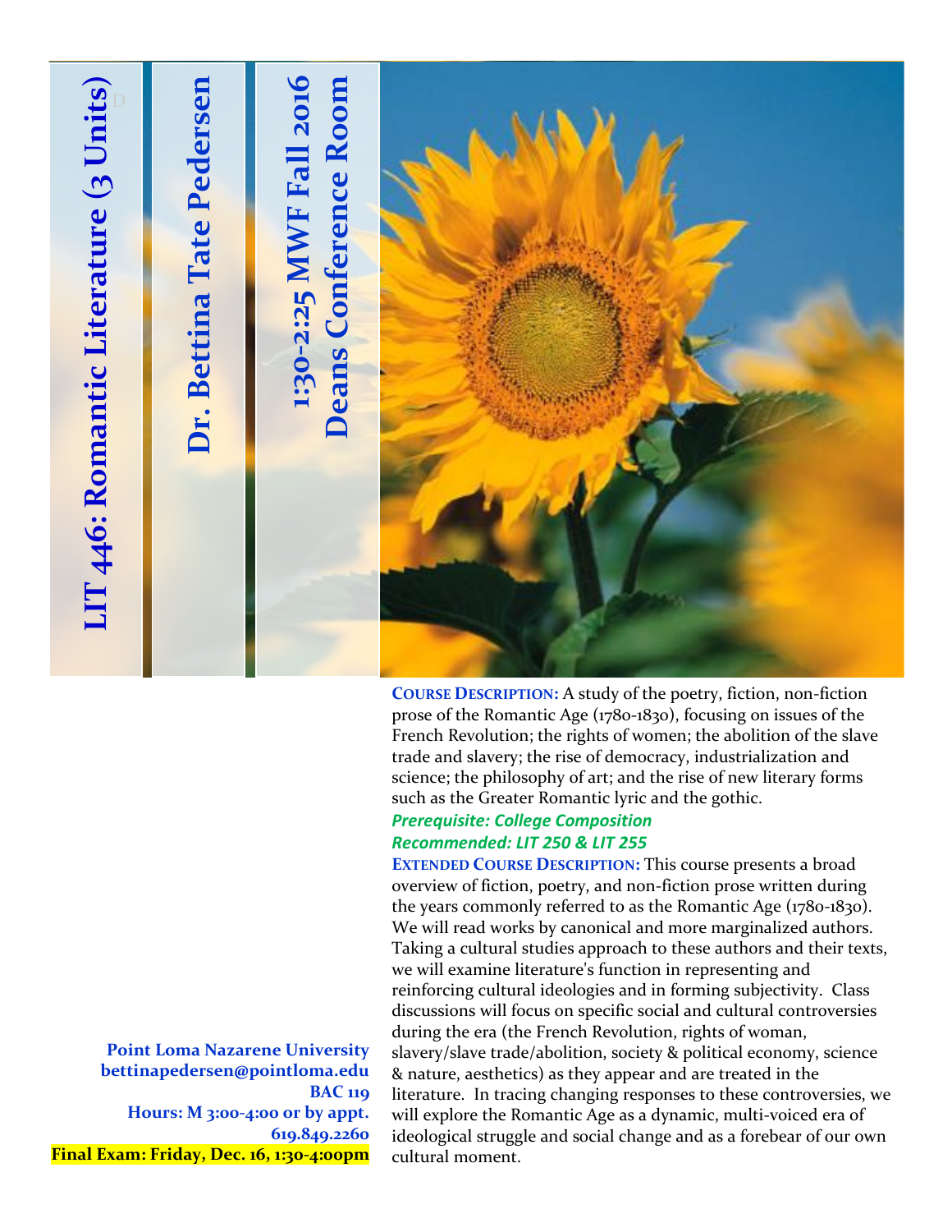# LIT 446: Romantic Literature (3 Units)

## Dr. Bettina Tate Pedersen

## 1:30-2:25 MWF Fall 2016
## Deans Conference Room

**Point Loma Nazarene University**
**bettinapedersen@pointloma.edu**
**BAC 119**
**Hours: M 3:00-4:00 or by appt.**
**619.849.2260**
**Final Exam: Friday, Dec. 16, 1:30-4:00pm**

**COURSE DESCRIPTION:** A study of the poetry, fiction, non-fiction prose of the Romantic Age (1780-1830), focusing on issues of the French Revolution; the rights of women; the abolition of the slave trade and slavery; the rise of democracy, industrialization and science; the philosophy of art; and the rise of new literary forms such as the Greater Romantic lyric and the gothic.

***Prerequisite: College Composition***
***Recommended: LIT 250 & LIT 255***

**EXTENDED COURSE DESCRIPTION:** This course presents a broad overview of fiction, poetry, and non-fiction prose written during the years commonly referred to as the Romantic Age (1780-1830). We will read works by canonical and more marginalized authors. Taking a cultural studies approach to these authors and their texts, we will examine literature's function in representing and reinforcing cultural ideologies and in forming subjectivity. Class discussions will focus on specific social and cultural controversies during the era (the French Revolution, rights of woman, slavery/slave trade/abolition, society & political economy, science & nature, aesthetics) as they appear and are treated in the literature. In tracing changing responses to these controversies, we will explore the Romantic Age as a dynamic, multi-voiced era of ideological struggle and social change and as a forebear of our own cultural moment.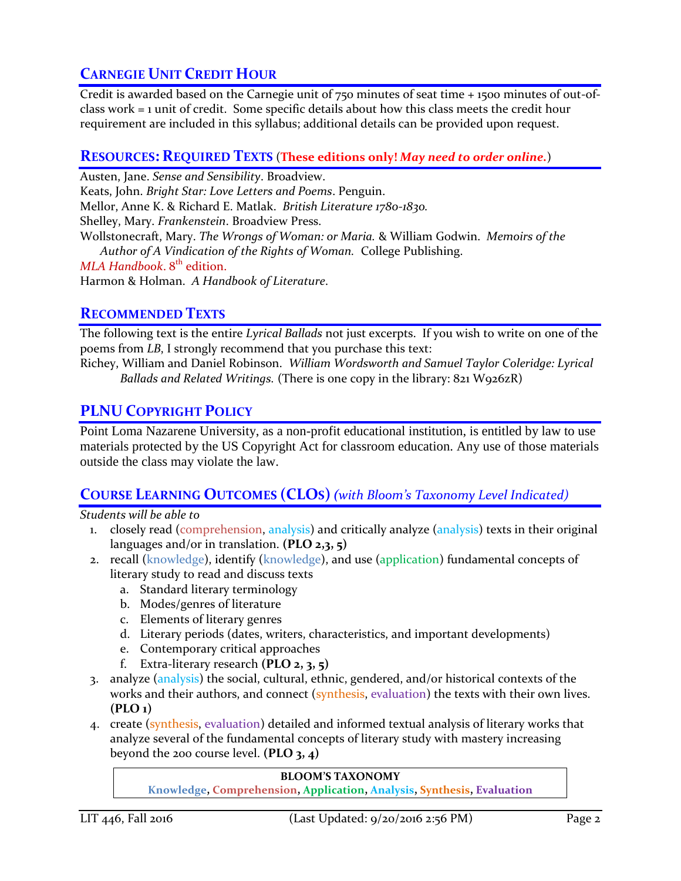## Carnegie Unit Credit Hour

Credit is awarded based on the Carnegie unit of 750 minutes of seat time + 1500 minutes of out-of-class work = 1 unit of credit. Some specific details about how this class meets the credit hour requirement are included in this syllabus; additional details can be provided upon request.

## Resources: Required Texts (**These editions only!** ***May need to order online.***)

Austen, Jane. *Sense and Sensibility*. Broadview.
Keats, John. *Bright Star: Love Letters and Poems*. Penguin.
Mellor, Anne K. & Richard E. Matlak. *British Literature 1780-1830.*
Shelley, Mary. *Frankenstein*. Broadview Press.
Wollstonecraft, Mary. *The Wrongs of Woman: or Maria.* & William Godwin. *Memoirs of the Author of A Vindication of the Rights of Woman.* College Publishing.
*MLA Handbook*. 8th edition.
Harmon & Holman. *A Handbook of Literature*.

## Recommended Texts

The following text is the entire *Lyrical Ballads* not just excerpts. If you wish to write on one of the poems from *LB,* I strongly recommend that you purchase this text:
Richey, William and Daniel Robinson. *William Wordsworth and Samuel Taylor Coleridge: Lyrical Ballads and Related Writings.* (There is one copy in the library: 821 W926zR)

## PLNU Copyright Policy

Point Loma Nazarene University, as a non-profit educational institution, is entitled by law to use materials protected by the US Copyright Act for classroom education. Any use of those materials outside the class may violate the law.

## Course Learning Outcomes (CLOs) *(with Bloom's Taxonomy Level Indicated)*

*Students will be able to*

1. closely read (comprehension, analysis) and critically analyze (analysis) texts in their original languages and/or in translation. **(PLO 2,3, 5)**
2. recall (knowledge), identify (knowledge), and use (application) fundamental concepts of literary study to read and discuss texts
   a. Standard literary terminology
   b. Modes/genres of literature
   c. Elements of literary genres
   d. Literary periods (dates, writers, characteristics, and important developments)
   e. Contemporary critical approaches
   f. Extra-literary research **(PLO 2, 3, 5)**
3. analyze (analysis) the social, cultural, ethnic, gendered, and/or historical contexts of the works and their authors, and connect (synthesis, evaluation) the texts with their own lives. **(PLO 1)**
4. create (synthesis, evaluation) detailed and informed textual analysis of literary works that analyze several of the fundamental concepts of literary study with mastery increasing beyond the 200 course level. **(PLO 3, 4)**

| **BLOOM'S TAXONOMY** |
|---|
| **Knowledge, Comprehension, Application, Analysis, Synthesis, Evaluation** |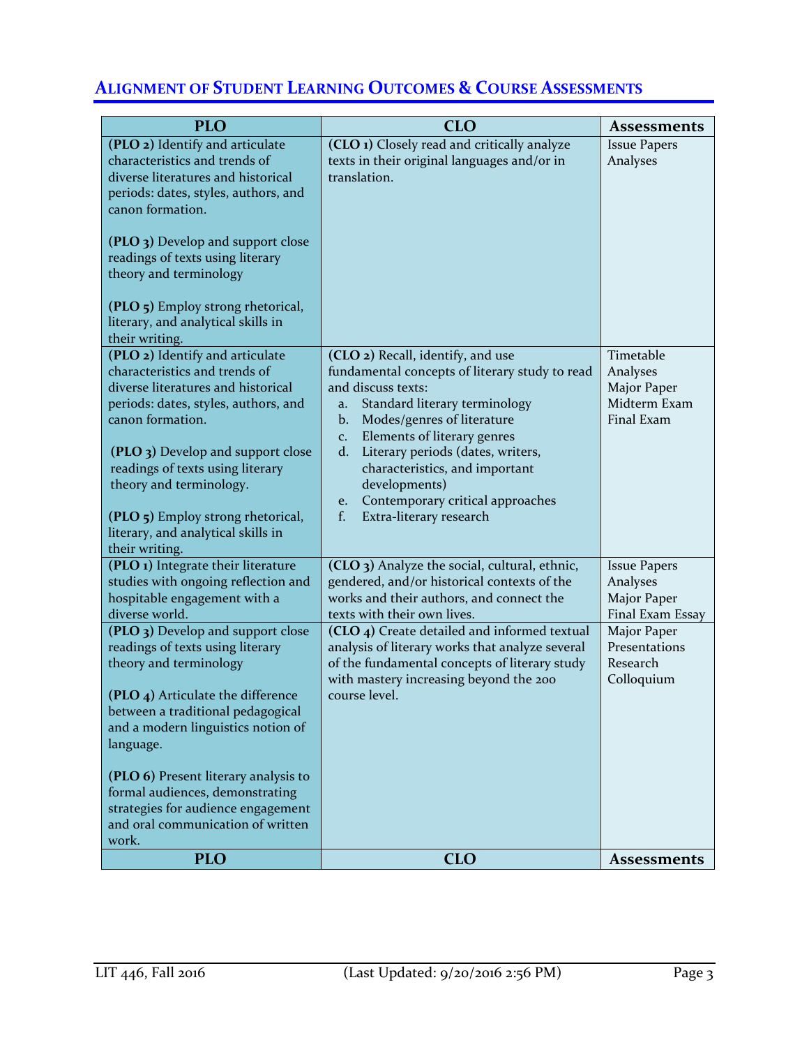## Alignment of Student Learning Outcomes & Course Assessments

| PLO | CLO | Assessments |
|---|---|---|
| **(PLO 2)** Identify and articulate characteristics and trends of diverse literatures and historical periods: dates, styles, authors, and canon formation.<br><br>**(PLO 3)** Develop and support close readings of texts using literary theory and terminology<br><br>**(PLO 5)** Employ strong rhetorical, literary, and analytical skills in their writing. | **(CLO 1)** Closely read and critically analyze texts in their original languages and/or in translation. | Issue Papers<br>Analyses |
| **(PLO 2)** Identify and articulate characteristics and trends of diverse literatures and historical periods: dates, styles, authors, and canon formation.<br><br>**(PLO 3)** Develop and support close readings of texts using literary theory and terminology.<br><br>**(PLO 5)** Employ strong rhetorical, literary, and analytical skills in their writing. | **(CLO 2)** Recall, identify, and use fundamental concepts of literary study to read and discuss texts:<br>a. Standard literary terminology<br>b. Modes/genres of literature<br>c. Elements of literary genres<br>d. Literary periods (dates, writers, characteristics, and important developments)<br>e. Contemporary critical approaches<br>f. Extra-literary research | Timetable<br>Analyses<br>Major Paper<br>Midterm Exam<br>Final Exam |
| **(PLO 1)** Integrate their literature studies with ongoing reflection and hospitable engagement with a diverse world. | **(CLO 3)** Analyze the social, cultural, ethnic, gendered, and/or historical contexts of the works and their authors, and connect the texts with their own lives. | Issue Papers<br>Analyses<br>Major Paper<br>Final Exam Essay |
| **(PLO 3)** Develop and support close readings of texts using literary theory and terminology<br><br>**(PLO 4)** Articulate the difference between a traditional pedagogical and a modern linguistics notion of language.<br><br>**(PLO 6)** Present literary analysis to formal audiences, demonstrating strategies for audience engagement and oral communication of written work. | **(CLO 4)** Create detailed and informed textual analysis of literary works that analyze several of the fundamental concepts of literary study with mastery increasing beyond the 200 course level. | Major Paper<br>Presentations<br>Research Colloquium |
| **PLO** | **CLO** | **Assessments** |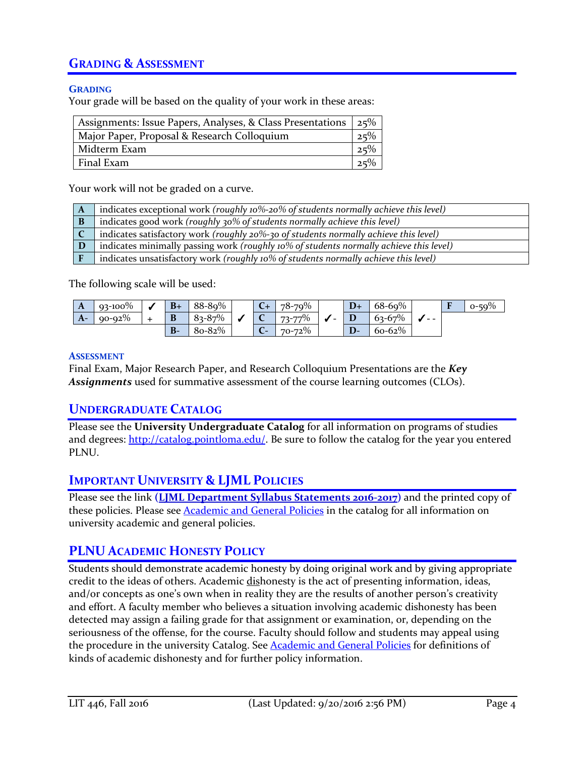## Grading & Assessment

### Grading

Your grade will be based on the quality of your work in these areas:

| Area | Weight |
|---|---|
| Assignments: Issue Papers, Analyses, & Class Presentations | 25% |
| Major Paper, Proposal & Research Colloquium | 25% |
| Midterm Exam | 25% |
| Final Exam | 25% |

Your work will not be graded on a curve.

| Grade | Description |
|---|---|
| **A** | indicates exceptional work *(roughly 10%-20% of students normally achieve this level)* |
| **B** | indicates good work *(roughly 30% of students normally achieve this level)* |
| **C** | indicates satisfactory work *(roughly 20%-30 of students normally achieve this level)* |
| **D** | indicates minimally passing work *(roughly 10% of students normally achieve this level)* |
| **F** | indicates unsatisfactory work *(roughly 10% of students normally achieve this level)* |

The following scale will be used:

| | | | | | | | | | | | | | | |
|---|---|---|---|---|---|---|---|---|---|---|---|---|---|---|
| **A** | 93-100% | ✓ | **B+** | 88-89% | | **C+** | 78-79% | | **D+** | 68-69% | | **F** | 0-59% |
| **A-** | 90-92% | + | **B** | 83-87% | ✓ | **C** | 73-77% | ✓- | **D** | 63-67% | ✓- - | | |
| | | | **B-** | 80-82% | | **C-** | 70-72% | | **D-** | 60-62% | | | |

### Assessment

Final Exam, Major Research Paper, and Research Colloquium Presentations are the ***Key Assignments*** used for summative assessment of the course learning outcomes (CLOs).

## Undergraduate Catalog

Please see the **University Undergraduate Catalog** for all information on programs of studies and degrees: http://catalog.pointloma.edu/. Be sure to follow the catalog for the year you entered PLNU.

## Important University & LJML Policies

Please see the link **(LJML Department Syllabus Statements 2016-2017)** and the printed copy of these policies. Please see Academic and General Policies in the catalog for all information on university academic and general policies.

## PLNU Academic Honesty Policy

Students should demonstrate academic honesty by doing original work and by giving appropriate credit to the ideas of others. Academic dishonesty is the act of presenting information, ideas, and/or concepts as one's own when in reality they are the results of another person's creativity and effort. A faculty member who believes a situation involving academic dishonesty has been detected may assign a failing grade for that assignment or examination, or, depending on the seriousness of the offense, for the course. Faculty should follow and students may appeal using the procedure in the university Catalog. See Academic and General Policies for definitions of kinds of academic dishonesty and for further policy information.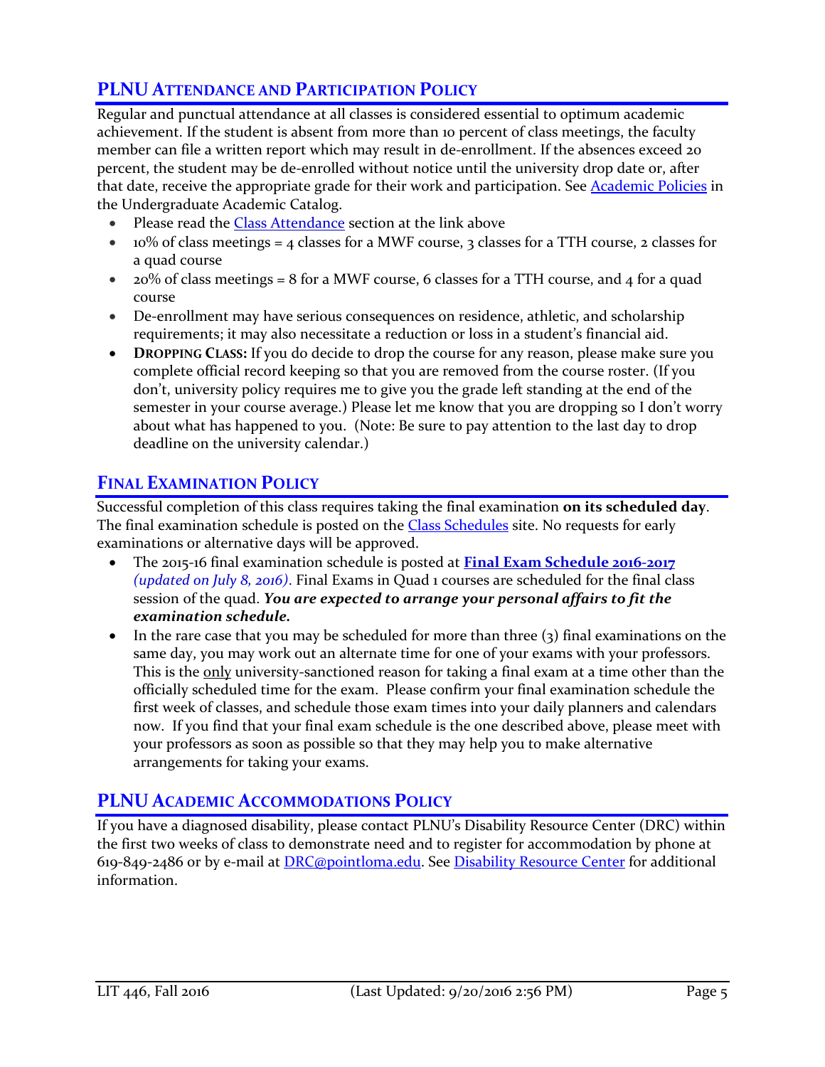## PLNU Attendance and Participation Policy

Regular and punctual attendance at all classes is considered essential to optimum academic achievement. If the student is absent from more than 10 percent of class meetings, the faculty member can file a written report which may result in de-enrollment. If the absences exceed 20 percent, the student may be de-enrolled without notice until the university drop date or, after that date, receive the appropriate grade for their work and participation. See [Academic Policies] in the Undergraduate Academic Catalog.

- Please read the [Class Attendance] section at the link above
- 10% of class meetings = 4 classes for a MWF course, 3 classes for a TTH course, 2 classes for a quad course
- 20% of class meetings = 8 for a MWF course, 6 classes for a TTH course, and 4 for a quad course
- De-enrollment may have serious consequences on residence, athletic, and scholarship requirements; it may also necessitate a reduction or loss in a student's financial aid.
- **Dropping Class:** If you do decide to drop the course for any reason, please make sure you complete official record keeping so that you are removed from the course roster. (If you don't, university policy requires me to give you the grade left standing at the end of the semester in your course average.) Please let me know that you are dropping so I don't worry about what has happened to you. (Note: Be sure to pay attention to the last day to drop deadline on the university calendar.)

## Final Examination Policy

Successful completion of this class requires taking the final examination **on its scheduled day**. The final examination schedule is posted on the [Class Schedules] site. No requests for early examinations or alternative days will be approved.

- The 2015-16 final examination schedule is posted at **Final Exam Schedule 2016-2017** *(updated on July 8, 2016)*. Final Exams in Quad 1 courses are scheduled for the final class session of the quad. ***You are expected to arrange your personal affairs to fit the examination schedule.***
- In the rare case that you may be scheduled for more than three (3) final examinations on the same day, you may work out an alternate time for one of your exams with your professors. This is the only university-sanctioned reason for taking a final exam at a time other than the officially scheduled time for the exam. Please confirm your final examination schedule the first week of classes, and schedule those exam times into your daily planners and calendars now. If you find that your final exam schedule is the one described above, please meet with your professors as soon as possible so that they may help you to make alternative arrangements for taking your exams.

## PLNU Academic Accommodations Policy

If you have a diagnosed disability, please contact PLNU's Disability Resource Center (DRC) within the first two weeks of class to demonstrate need and to register for accommodation by phone at 619-849-2486 or by e-mail at DRC@pointloma.edu. See [Disability Resource Center] for additional information.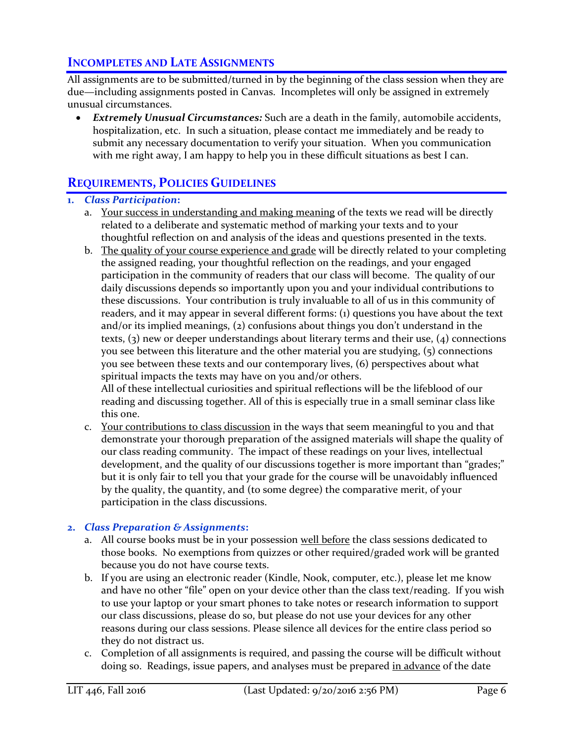## INCOMPLETES AND LATE ASSIGNMENTS

All assignments are to be submitted/turned in by the beginning of the class session when they are due—including assignments posted in Canvas. Incompletes will only be assigned in extremely unusual circumstances.

- ***Extremely Unusual Circumstances:*** Such are a death in the family, automobile accidents, hospitalization, etc. In such a situation, please contact me immediately and be ready to submit any necessary documentation to verify your situation. When you communication with me right away, I am happy to help you in these difficult situations as best I can.

## REQUIREMENTS, POLICIES GUIDELINES

1. ***Class Participation*:**
   a. Your success in understanding and making meaning of the texts we read will be directly related to a deliberate and systematic method of marking your texts and to your thoughtful reflection on and analysis of the ideas and questions presented in the texts.
   b. The quality of your course experience and grade will be directly related to your completing the assigned reading, your thoughtful reflection on the readings, and your engaged participation in the community of readers that our class will become. The quality of our daily discussions depends so importantly upon you and your individual contributions to these discussions. Your contribution is truly invaluable to all of us in this community of readers, and it may appear in several different forms: (1) questions you have about the text and/or its implied meanings, (2) confusions about things you don't understand in the texts, (3) new or deeper understandings about literary terms and their use, (4) connections you see between this literature and the other material you are studying, (5) connections you see between these texts and our contemporary lives, (6) perspectives about what spiritual impacts the texts may have on you and/or others.
   All of these intellectual curiosities and spiritual reflections will be the lifeblood of our reading and discussing together. All of this is especially true in a small seminar class like this one.
   c. Your contributions to class discussion in the ways that seem meaningful to you and that demonstrate your thorough preparation of the assigned materials will shape the quality of our class reading community. The impact of these readings on your lives, intellectual development, and the quality of our discussions together is more important than "grades;" but it is only fair to tell you that your grade for the course will be unavoidably influenced by the quality, the quantity, and (to some degree) the comparative merit, of your participation in the class discussions.

2. ***Class Preparation & Assignments*:**
   a. All course books must be in your possession well before the class sessions dedicated to those books. No exemptions from quizzes or other required/graded work will be granted because you do not have course texts.
   b. If you are using an electronic reader (Kindle, Nook, computer, etc.), please let me know and have no other "file" open on your device other than the class text/reading. If you wish to use your laptop or your smart phones to take notes or research information to support our class discussions, please do so, but please do not use your devices for any other reasons during our class sessions. Please silence all devices for the entire class period so they do not distract us.
   c. Completion of all assignments is required, and passing the course will be difficult without doing so. Readings, issue papers, and analyses must be prepared in advance of the date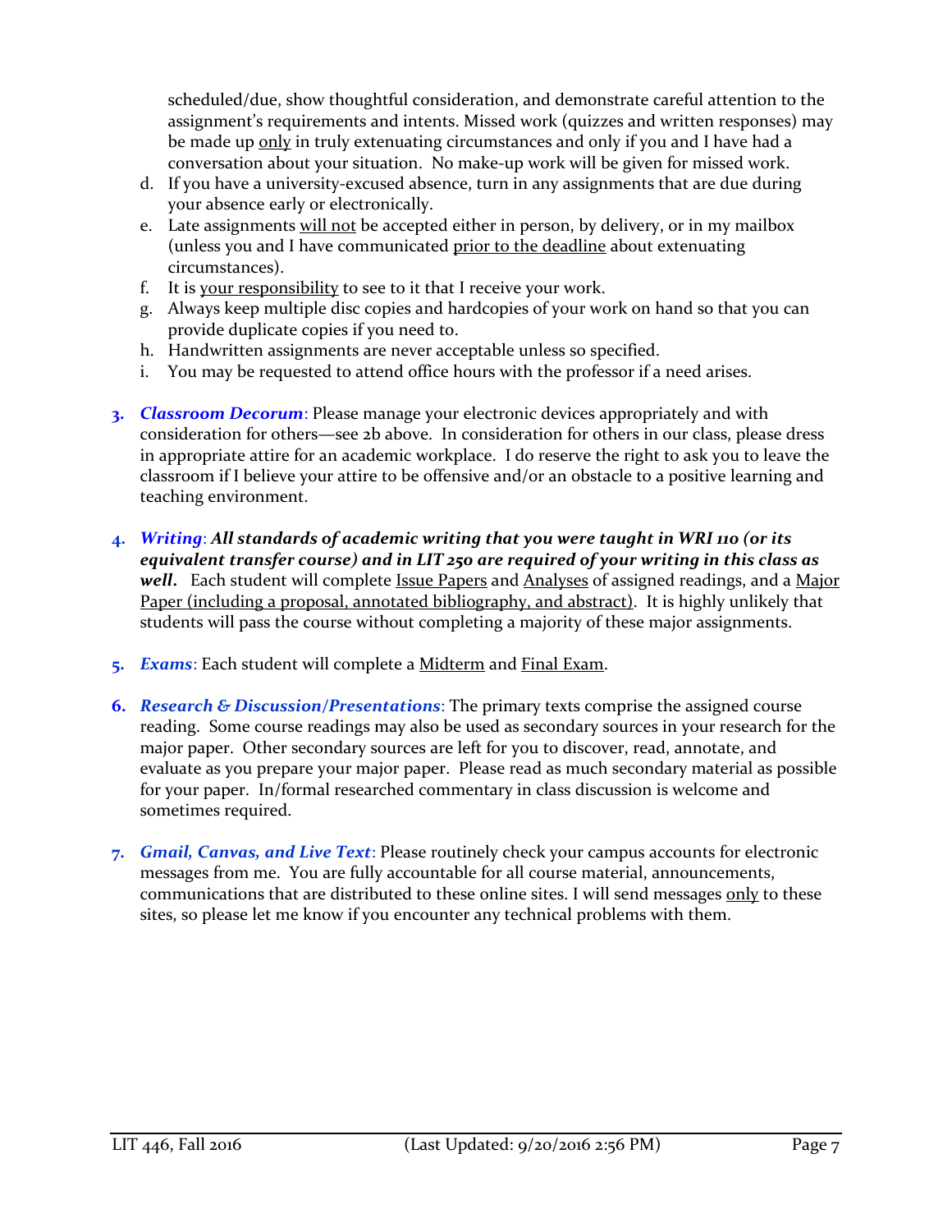scheduled/due, show thoughtful consideration, and demonstrate careful attention to the assignment's requirements and intents. Missed work (quizzes and written responses) may be made up <u>only</u> in truly extenuating circumstances and only if you and I have had a conversation about your situation. No make-up work will be given for missed work.

d. If you have a university-excused absence, turn in any assignments that are due during your absence early or electronically.
e. Late assignments <u>will not</u> be accepted either in person, by delivery, or in my mailbox (unless you and I have communicated <u>prior to the deadline</u> about extenuating circumstances).
f. It is <u>your responsibility</u> to see to it that I receive your work.
g. Always keep multiple disc copies and hardcopies of your work on hand so that you can provide duplicate copies if you need to.
h. Handwritten assignments are never acceptable unless so specified.
i. You may be requested to attend office hours with the professor if a need arises.

3. ***Classroom Decorum***: Please manage your electronic devices appropriately and with consideration for others—see 2b above. In consideration for others in our class, please dress in appropriate attire for an academic workplace. I do reserve the right to ask you to leave the classroom if I believe your attire to be offensive and/or an obstacle to a positive learning and teaching environment.

4. ***Writing***: ***All standards of academic writing that you were taught in WRI 110 (or its equivalent transfer course) and in LIT 250 are required of your writing in this class as well.*** Each student will complete <u>Issue Papers</u> and <u>Analyses</u> of assigned readings, and a <u>Major Paper (including a proposal, annotated bibliography, and abstract)</u>. It is highly unlikely that students will pass the course without completing a majority of these major assignments.

5. ***Exams***: Each student will complete a <u>Midterm</u> and <u>Final Exam</u>.

6. ***Research & Discussion/Presentations***: The primary texts comprise the assigned course reading. Some course readings may also be used as secondary sources in your research for the major paper. Other secondary sources are left for you to discover, read, annotate, and evaluate as you prepare your major paper. Please read as much secondary material as possible for your paper. In/formal researched commentary in class discussion is welcome and sometimes required.

7. ***Gmail, Canvas, and Live Text***: Please routinely check your campus accounts for electronic messages from me. You are fully accountable for all course material, announcements, communications that are distributed to these online sites. I will send messages <u>only</u> to these sites, so please let me know if you encounter any technical problems with them.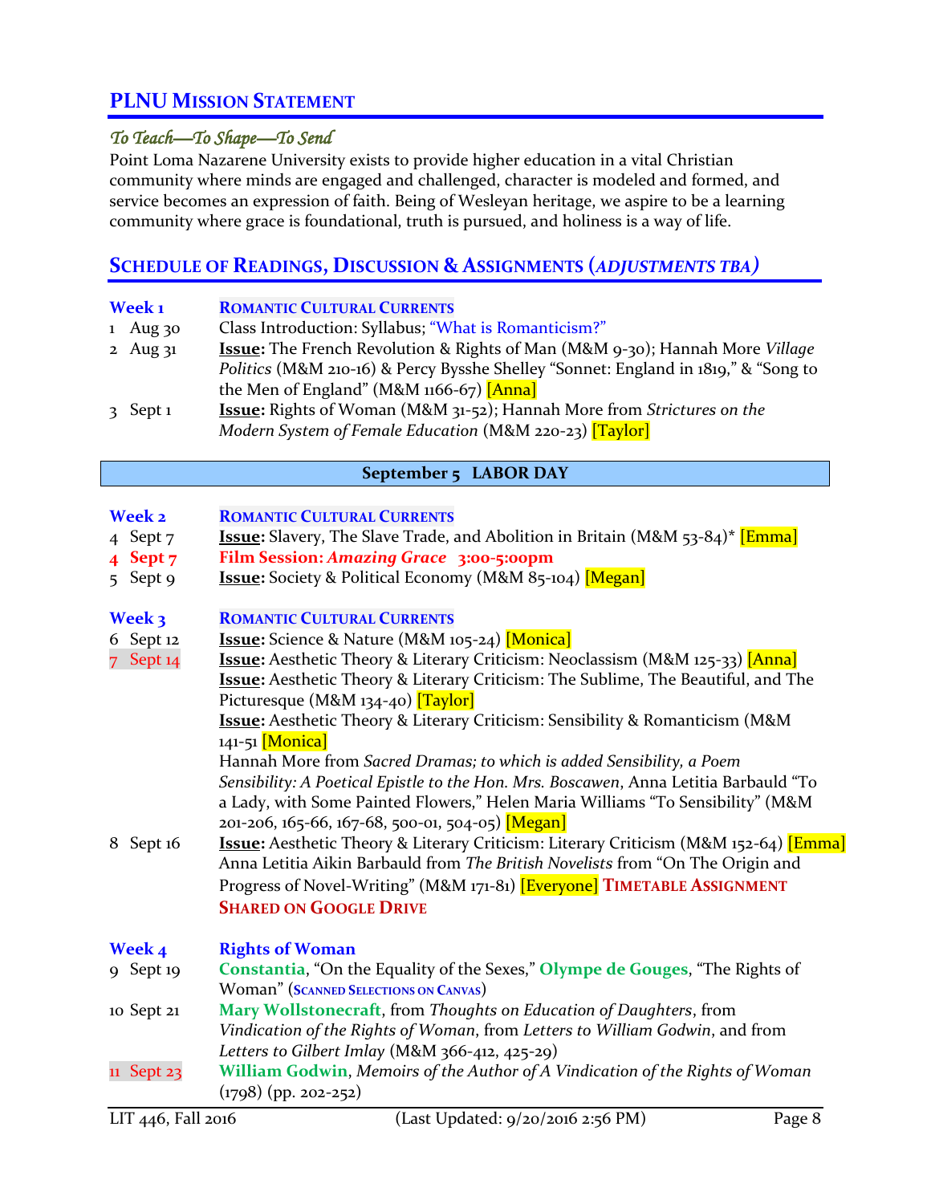## PLNU Mission Statement

### *To Teach—To Shape—To Send*

Point Loma Nazarene University exists to provide higher education in a vital Christian community where minds are engaged and challenged, character is modeled and formed, and service becomes an expression of faith. Being of Wesleyan heritage, we aspire to be a learning community where grace is foundational, truth is pursued, and holiness is a way of life.

## Schedule of Readings, Discussion & Assignments (*Adjustments TBA*)

**Week 1** — **ROMANTIC CULTURAL CURRENTS**

1 Aug 30 — Class Introduction: Syllabus; "What is Romanticism?"

2 Aug 31 — **Issue:** The French Revolution & Rights of Man (M&M 9-30); Hannah More *Village Politics* (M&M 210-16) & Percy Bysshe Shelley "Sonnet: England in 1819," & "Song to the Men of England" (M&M 1166-67) [Anna]

3 Sept 1 — **Issue:** Rights of Woman (M&M 31-52); Hannah More from *Strictures on the Modern System of Female Education* (M&M 220-23) [Taylor]

**September 5 LABOR DAY**

**Week 2** — **ROMANTIC CULTURAL CURRENTS**

4 Sept 7 — **Issue:** Slavery, The Slave Trade, and Abolition in Britain (M&M 53-84)* [Emma]

4 Sept 7 — **Film Session: *Amazing Grace* 3:00-5:00pm**

5 Sept 9 — **Issue:** Society & Political Economy (M&M 85-104) [Megan]

**Week 3** — **ROMANTIC CULTURAL CURRENTS**

6 Sept 12 — **Issue:** Science & Nature (M&M 105-24) [Monica]

7 Sept 14 — **Issue:** Aesthetic Theory & Literary Criticism: Neoclassism (M&M 125-33) [Anna]
**Issue:** Aesthetic Theory & Literary Criticism: The Sublime, The Beautiful, and The Picturesque (M&M 134-40) [Taylor]
**Issue:** Aesthetic Theory & Literary Criticism: Sensibility & Romanticism (M&M 141-51 [Monica]
Hannah More from *Sacred Dramas; to which is added Sensibility, a Poem Sensibility: A Poetical Epistle to the Hon. Mrs. Boscawen*, Anna Letitia Barbauld "To a Lady, with Some Painted Flowers," Helen Maria Williams "To Sensibility" (M&M 201-206, 165-66, 167-68, 500-01, 504-05) [Megan]

8 Sept 16 — **Issue:** Aesthetic Theory & Literary Criticism: Literary Criticism (M&M 152-64) [Emma]
Anna Letitia Aikin Barbauld from *The British Novelists* from "On The Origin and Progress of Novel-Writing" (M&M 171-81) [Everyone] **TIMETABLE ASSIGNMENT SHARED ON GOOGLE DRIVE**

**Week 4** — **Rights of Woman**

9 Sept 19 — **Constantia**, "On the Equality of the Sexes," **Olympe de Gouges**, "The Rights of Woman" (SCANNED SELECTIONS ON CANVAS)

10 Sept 21 — **Mary Wollstonecraft**, from *Thoughts on Education of Daughters*, from *Vindication of the Rights of Woman*, from *Letters to William Godwin*, and from *Letters to Gilbert Imlay* (M&M 366-412, 425-29)

11 Sept 23 — **William Godwin**, *Memoirs of the Author of A Vindication of the Rights of Woman* (1798) (pp. 202-252)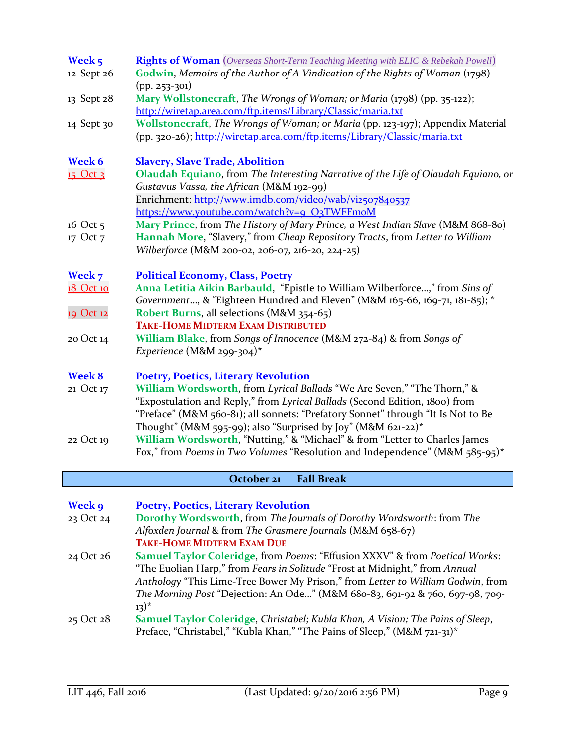**Week 5** — **Rights of Woman** (*Overseas Short-Term Teaching Meeting with ELIC & Rebekah Powell*)

12 Sept 26 — **Godwin**, *Memoirs of the Author of A Vindication of the Rights of Woman* (1798) (pp. 253-301)

13 Sept 28 — **Mary Wollstonecraft**, *The Wrongs of Woman; or Maria* (1798) (pp. 35-122); http://wiretap.area.com/ftp.items/Library/Classic/maria.txt

14 Sept 30 — **Wollstonecraft**, *The Wrongs of Woman; or Maria* (pp. 123-197); Appendix Material (pp. 320-26); http://wiretap.area.com/ftp.items/Library/Classic/maria.txt

**Week 6** — **Slavery, Slave Trade, Abolition**

15 Oct 3 — **Olaudah Equiano**, from *The Interesting Narrative of the Life of Olaudah Equiano, or Gustavus Vassa, the African* (M&M 192-99)
Enrichment: http://www.imdb.com/video/wab/vi2507840537
https://www.youtube.com/watch?v=9_O3TWFFmoM

16 Oct 5 — **Mary Prince**, from *The History of Mary Prince, a West Indian Slave* (M&M 868-80)

17 Oct 7 — **Hannah More**, "Slavery," from *Cheap Repository Tracts*, from *Letter to William Wilberforce* (M&M 200-02, 206-07, 216-20, 224-25)

**Week 7** — **Political Economy, Class, Poetry**

18 Oct 10 — **Anna Letitia Aikin Barbauld**, "Epistle to William Wilberforce…," from *Sins of Government…*, & "Eighteen Hundred and Eleven" (M&M 165-66, 169-71, 181-85); *

19 Oct 12 — **Robert Burns**, all selections (M&M 354-65)
**TAKE-HOME MIDTERM EXAM DISTRIBUTED**

20 Oct 14 — **William Blake**, from *Songs of Innocence* (M&M 272-84) & from *Songs of Experience* (M&M 299-304)*

**Week 8** — **Poetry, Poetics, Literary Revolution**

21 Oct 17 — **William Wordsworth**, from *Lyrical Ballads* "We Are Seven," "The Thorn," & "Expostulation and Reply," from *Lyrical Ballads* (Second Edition, 1800) from "Preface" (M&M 560-81); all sonnets: "Prefatory Sonnet" through "It Is Not to Be Thought" (M&M 595-99); also "Surprised by Joy" (M&M 621-22)*

22 Oct 19 — **William Wordsworth**, "Nutting," & "Michael" & from "Letter to Charles James Fox," from *Poems in Two Volumes* "Resolution and Independence" (M&M 585-95)*

**October 21 Fall Break**

**Week 9** — **Poetry, Poetics, Literary Revolution**

23 Oct 24 — **Dorothy Wordsworth**, from *The Journals of Dorothy Wordsworth*: from *The Alfoxden Journal* & from *The Grasmere Journals* (M&M 658-67)
**TAKE-HOME MIDTERM EXAM DUE**

24 Oct 26 — **Samuel Taylor Coleridge**, from *Poems*: "Effusion XXXV" & from *Poetical Works*: "The Euolian Harp," from *Fears in Solitude* "Frost at Midnight," from *Annual Anthology* "This Lime-Tree Bower My Prison," from *Letter to William Godwin*, from *The Morning Post* "Dejection: An Ode…" (M&M 680-83, 691-92 & 760, 697-98, 709-13)*

25 Oct 28 — **Samuel Taylor Coleridge**, *Christabel; Kubla Khan, A Vision; The Pains of Sleep*, Preface, "Christabel," "Kubla Khan," "The Pains of Sleep," (M&M 721-31)*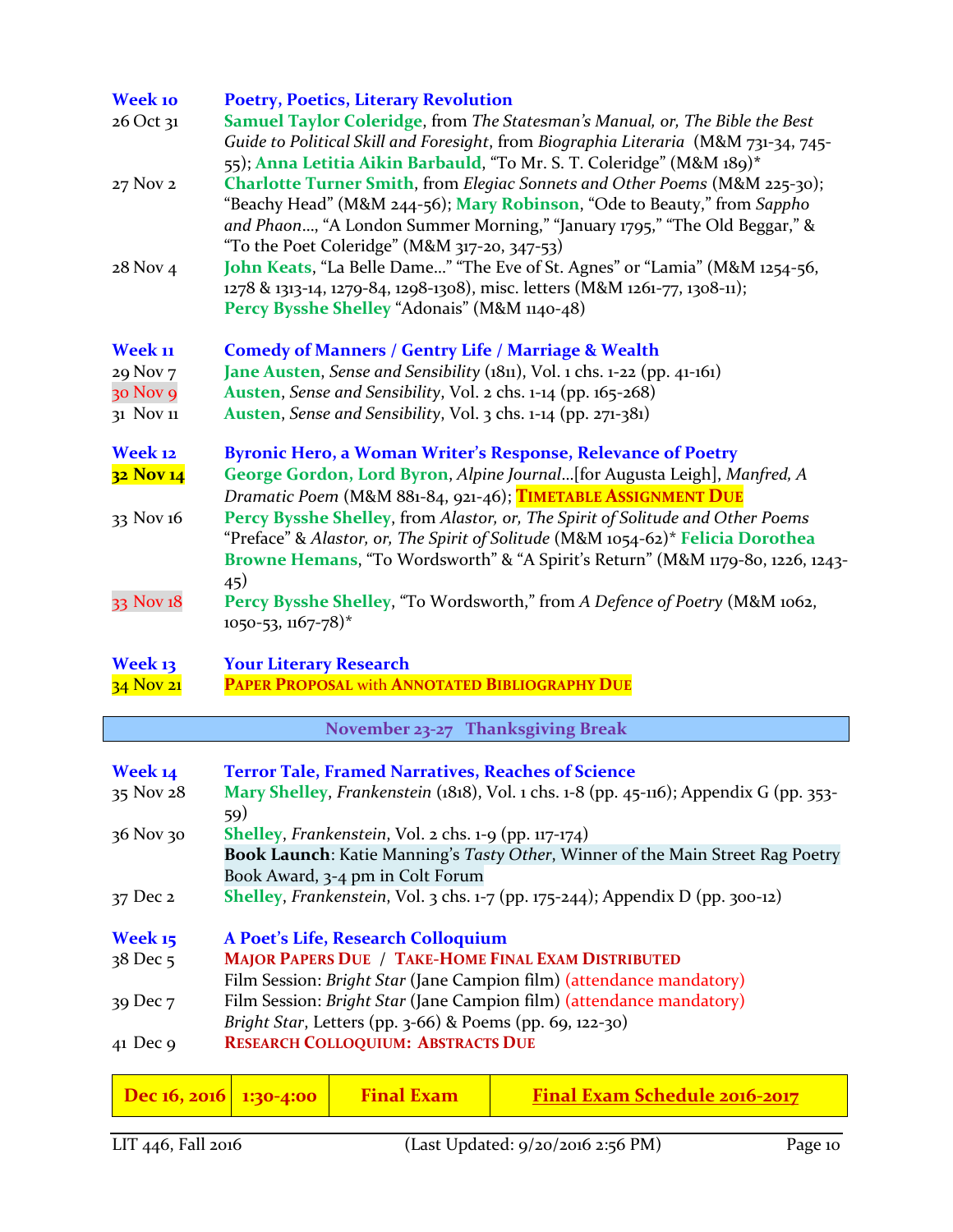**Week 10** | **Poetry, Poetics, Literary Revolution**

26 Oct 31 — **Samuel Taylor Coleridge**, from *The Statesman's Manual, or, The Bible the Best Guide to Political Skill and Foresight*, from *Biographia Literaria* (M&M 731-34, 745-55); **Anna Letitia Aikin Barbauld**, "To Mr. S. T. Coleridge" (M&M 189)*

27 Nov 2 — **Charlotte Turner Smith**, from *Elegiac Sonnets and Other Poems* (M&M 225-30); "Beachy Head" (M&M 244-56); **Mary Robinson**, "Ode to Beauty," from *Sappho and Phaon…*, "A London Summer Morning," "January 1795," "The Old Beggar," & "To the Poet Coleridge" (M&M 317-20, 347-53)

28 Nov 4 — **John Keats**, "La Belle Dame…" "The Eve of St. Agnes" or "Lamia" (M&M 1254-56, 1278 & 1313-14, 1279-84, 1298-1308), misc. letters (M&M 1261-77, 1308-11); **Percy Bysshe Shelley** "Adonais" (M&M 1140-48)

**Week 11** | **Comedy of Manners / Gentry Life / Marriage & Wealth**

29 Nov 7 — **Jane Austen**, *Sense and Sensibility* (1811), Vol. 1 chs. 1-22 (pp. 41-161)

30 Nov 9 — **Austen**, *Sense and Sensibility*, Vol. 2 chs. 1-14 (pp. 165-268)

31 Nov 11 — **Austen**, *Sense and Sensibility*, Vol. 3 chs. 1-14 (pp. 271-381)

**Week 12** | **Byronic Hero, a Woman Writer's Response, Relevance of Poetry**

**32 Nov 14** — **George Gordon, Lord Byron**, *Alpine Journal*…[for Augusta Leigh], *Manfred, A Dramatic Poem* (M&M 881-84, 921-46); **TIMETABLE ASSIGNMENT DUE**

33 Nov 16 — **Percy Bysshe Shelley**, from *Alastor, or, The Spirit of Solitude and Other Poems* "Preface" & *Alastor, or, The Spirit of Solitude* (M&M 1054-62)* **Felicia Dorothea Browne Hemans**, "To Wordsworth" & "A Spirit's Return" (M&M 1179-80, 1226, 1243-45)

33 Nov 18 — **Percy Bysshe Shelley**, "To Wordsworth," from *A Defence of Poetry* (M&M 1062, 1050-53, 1167-78)*

**Week 13** | **Your Literary Research**

**34 Nov 21** — **PAPER PROPOSAL with ANNOTATED BIBLIOGRAPHY DUE**

**November 23-27 Thanksgiving Break**

**Week 14** | **Terror Tale, Framed Narratives, Reaches of Science**

35 Nov 28 — **Mary Shelley**, *Frankenstein* (1818), Vol. 1 chs. 1-8 (pp. 45-116); Appendix G (pp. 353-59)

36 Nov 30 — **Shelley**, *Frankenstein*, Vol. 2 chs. 1-9 (pp. 117-174)
**Book Launch**: Katie Manning's *Tasty Other*, Winner of the Main Street Rag Poetry Book Award, 3-4 pm in Colt Forum

37 Dec 2 — **Shelley**, *Frankenstein*, Vol. 3 chs. 1-7 (pp. 175-244); Appendix D (pp. 300-12)

**Week 15** | **A Poet's Life, Research Colloquium**

38 Dec 5 — **MAJOR PAPERS DUE** / **TAKE-HOME FINAL EXAM DISTRIBUTED**
Film Session: *Bright Star* (Jane Campion film) (attendance mandatory)

39 Dec 7 — Film Session: *Bright Star* (Jane Campion film) (attendance mandatory)
*Bright Star*, Letters (pp. 3-66) & Poems (pp. 69, 122-30)

41 Dec 9 — **RESEARCH COLLOQUIUM: ABSTRACTS DUE**

| Dec 16, 2016 | 1:30-4:00 | Final Exam | Final Exam Schedule 2016-2017 |
|---|---|---|---|

LIT 446, Fall 2016 (Last Updated: 9/20/2016 2:56 PM)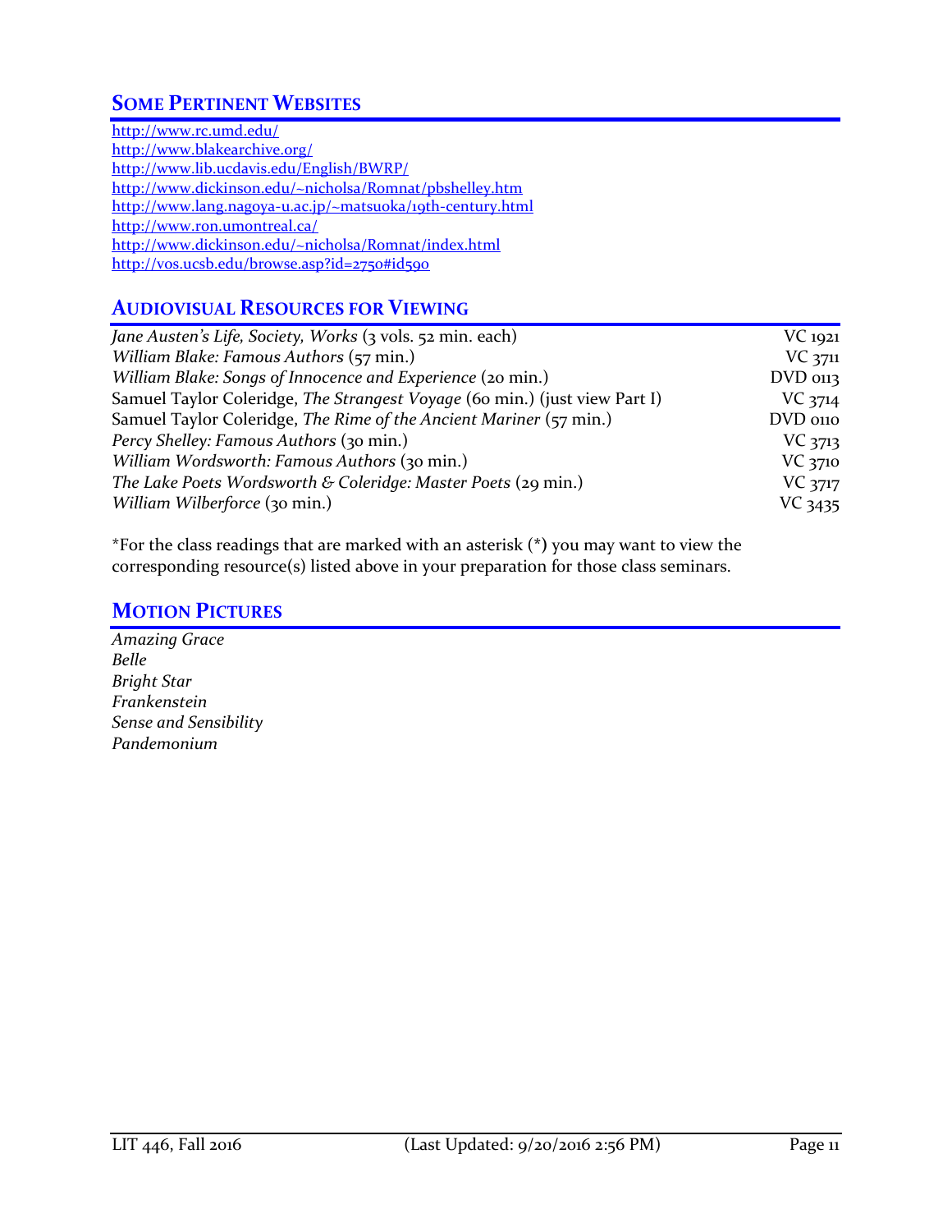## Some Pertinent Websites

http://www.rc.umd.edu/
http://www.blakearchive.org/
http://www.lib.ucdavis.edu/English/BWRP/
http://www.dickinson.edu/~nicholsa/Romnat/pbshelley.htm
http://www.lang.nagoya-u.ac.jp/~matsuoka/19th-century.html
http://www.ron.umontreal.ca/
http://www.dickinson.edu/~nicholsa/Romnat/index.html
http://vos.ucsb.edu/browse.asp?id=2750#id590

## Audiovisual Resources for Viewing

| | |
|---|---|
| *Jane Austen's Life, Society, Works* (3 vols. 52 min. each) | VC 1921 |
| *William Blake: Famous Authors* (57 min.) | VC 3711 |
| *William Blake: Songs of Innocence and Experience* (20 min.) | DVD 0113 |
| Samuel Taylor Coleridge, *The Strangest Voyage* (60 min.) (just view Part I) | VC 3714 |
| Samuel Taylor Coleridge, *The Rime of the Ancient Mariner* (57 min.) | DVD 0110 |
| *Percy Shelley: Famous Authors* (30 min.) | VC 3713 |
| *William Wordsworth: Famous Authors* (30 min.) | VC 3710 |
| *The Lake Poets Wordsworth & Coleridge: Master Poets* (29 min.) | VC 3717 |
| *William Wilberforce* (30 min.) | VC 3435 |

*For the class readings that are marked with an asterisk (*) you may want to view the corresponding resource(s) listed above in your preparation for those class seminars.

## Motion Pictures

*Amazing Grace*
*Belle*
*Bright Star*
*Frankenstein*
*Sense and Sensibility*
*Pandemonium*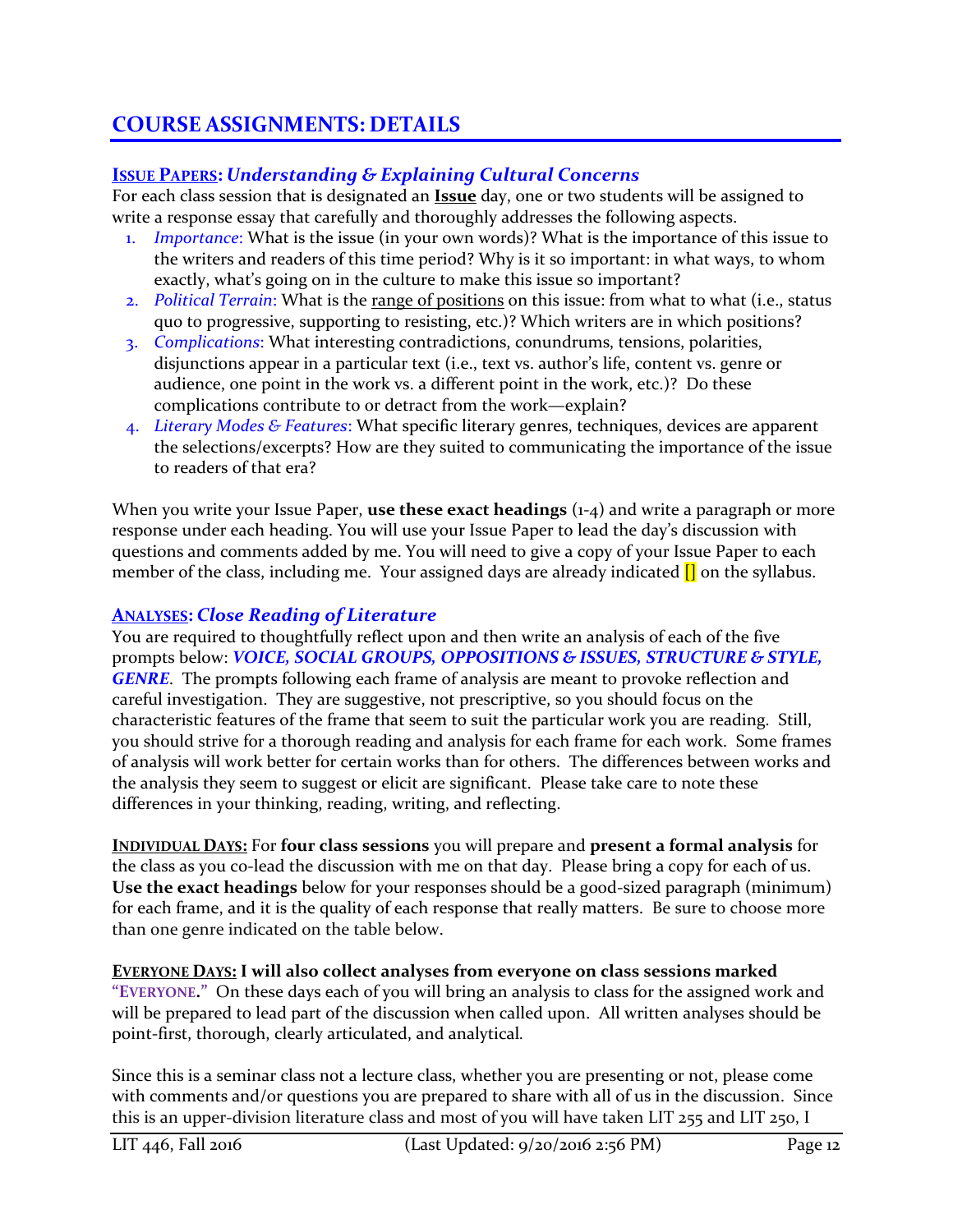# COURSE ASSIGNMENTS: DETAILS

## ISSUE PAPERS: *Understanding & Explaining Cultural Concerns*

For each class session that is designated an **Issue** day, one or two students will be assigned to write a response essay that carefully and thoroughly addresses the following aspects.

1. *Importance*: What is the issue (in your own words)? What is the importance of this issue to the writers and readers of this time period? Why is it so important: in what ways, to whom exactly, what's going on in the culture to make this issue so important?
2. *Political Terrain*: What is the range of positions on this issue: from what to what (i.e., status quo to progressive, supporting to resisting, etc.)? Which writers are in which positions?
3. *Complications*: What interesting contradictions, conundrums, tensions, polarities, disjunctions appear in a particular text (i.e., text vs. author's life, content vs. genre or audience, one point in the work vs. a different point in the work, etc.)? Do these complications contribute to or detract from the work—explain?
4. *Literary Modes & Features*: What specific literary genres, techniques, devices are apparent the selections/excerpts? How are they suited to communicating the importance of the issue to readers of that era?

When you write your Issue Paper, **use these exact headings** (1-4) and write a paragraph or more response under each heading. You will use your Issue Paper to lead the day's discussion with questions and comments added by me. You will need to give a copy of your Issue Paper to each member of the class, including me. Your assigned days are already indicated [] on the syllabus.

## ANALYSES: *Close Reading of Literature*

You are required to thoughtfully reflect upon and then write an analysis of each of the five prompts below: ***VOICE, SOCIAL GROUPS, OPPOSITIONS & ISSUES, STRUCTURE & STYLE, GENRE***. The prompts following each frame of analysis are meant to provoke reflection and careful investigation. They are suggestive, not prescriptive, so you should focus on the characteristic features of the frame that seem to suit the particular work you are reading. Still, you should strive for a thorough reading and analysis for each frame for each work. Some frames of analysis will work better for certain works than for others. The differences between works and the analysis they seem to suggest or elicit are significant. Please take care to note these differences in your thinking, reading, writing, and reflecting.

**INDIVIDUAL DAYS:** For **four class sessions** you will prepare and **present a formal analysis** for the class as you co-lead the discussion with me on that day. Please bring a copy for each of us. **Use the exact headings** below for your responses should be a good-sized paragraph (minimum) for each frame, and it is the quality of each response that really matters. Be sure to choose more than one genre indicated on the table below.

**EVERYONE DAYS: I will also collect analyses from everyone on class sessions marked "EVERYONE."** On these days each of you will bring an analysis to class for the assigned work and will be prepared to lead part of the discussion when called upon. All written analyses should be point-first, thorough, clearly articulated, and analytical.

Since this is a seminar class not a lecture class, whether you are presenting or not, please come with comments and/or questions you are prepared to share with all of us in the discussion. Since this is an upper-division literature class and most of you will have taken LIT 255 and LIT 250, I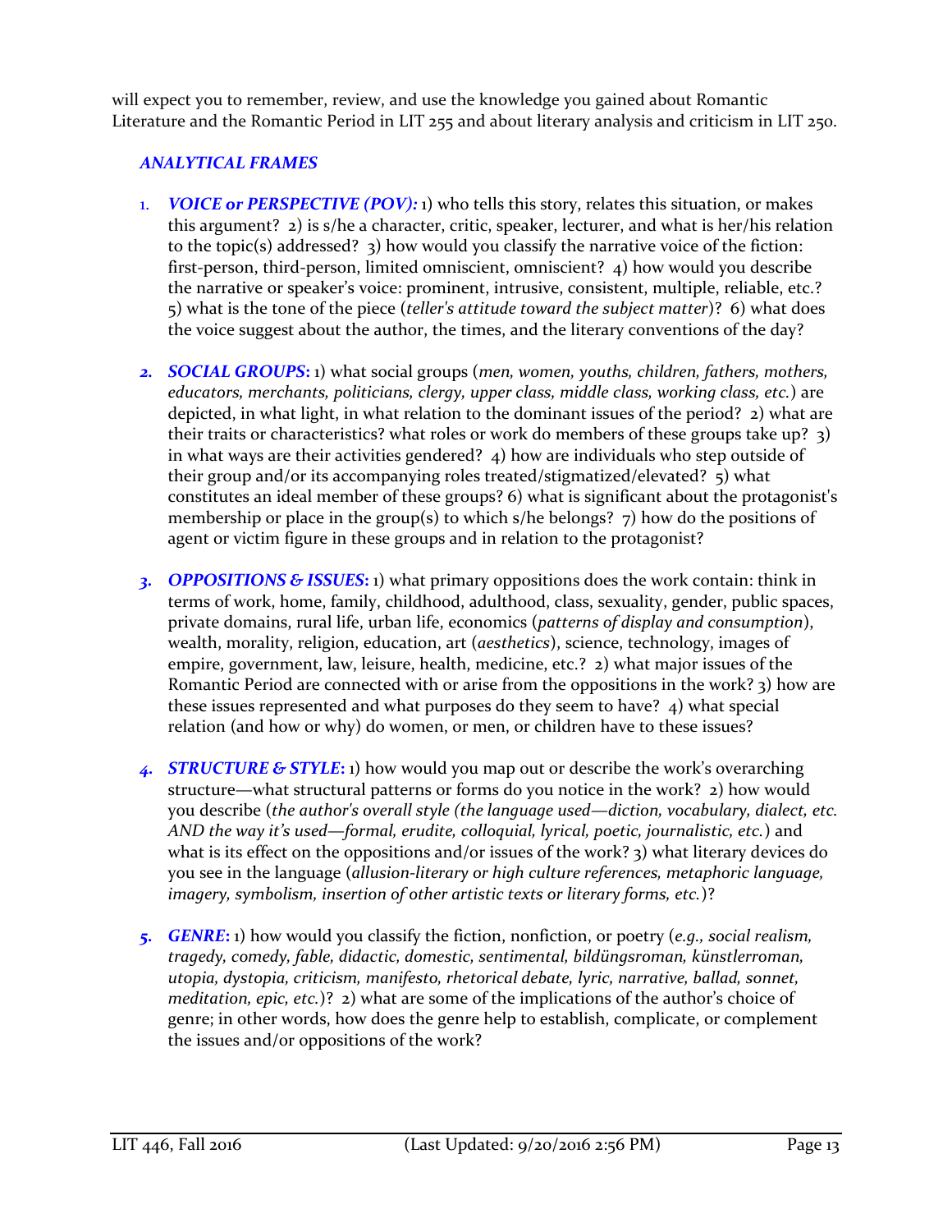will expect you to remember, review, and use the knowledge you gained about Romantic Literature and the Romantic Period in LIT 255 and about literary analysis and criticism in LIT 250.

## *ANALYTICAL FRAMES*

1. ***VOICE or PERSPECTIVE (POV):*** 1) who tells this story, relates this situation, or makes this argument? 2) is s/he a character, critic, speaker, lecturer, and what is her/his relation to the topic(s) addressed? 3) how would you classify the narrative voice of the fiction: first-person, third-person, limited omniscient, omniscient? 4) how would you describe the narrative or speaker's voice: prominent, intrusive, consistent, multiple, reliable, etc.? 5) what is the tone of the piece (*teller's attitude toward the subject matter*)? 6) what does the voice suggest about the author, the times, and the literary conventions of the day?

2. ***SOCIAL GROUPS:*** 1) what social groups (*men, women, youths, children, fathers, mothers, educators, merchants, politicians, clergy, upper class, middle class, working class, etc.*) are depicted, in what light, in what relation to the dominant issues of the period? 2) what are their traits or characteristics? what roles or work do members of these groups take up? 3) in what ways are their activities gendered? 4) how are individuals who step outside of their group and/or its accompanying roles treated/stigmatized/elevated? 5) what constitutes an ideal member of these groups? 6) what is significant about the protagonist's membership or place in the group(s) to which s/he belongs? 7) how do the positions of agent or victim figure in these groups and in relation to the protagonist?

3. ***OPPOSITIONS & ISSUES:*** 1) what primary oppositions does the work contain: think in terms of work, home, family, childhood, adulthood, class, sexuality, gender, public spaces, private domains, rural life, urban life, economics (*patterns of display and consumption*), wealth, morality, religion, education, art (*aesthetics*), science, technology, images of empire, government, law, leisure, health, medicine, etc.? 2) what major issues of the Romantic Period are connected with or arise from the oppositions in the work? 3) how are these issues represented and what purposes do they seem to have? 4) what special relation (and how or why) do women, or men, or children have to these issues?

4. ***STRUCTURE & STYLE:*** 1) how would you map out or describe the work's overarching structure—what structural patterns or forms do you notice in the work? 2) how would you describe (*the author's overall style (the language used—diction, vocabulary, dialect, etc. AND the way it's used—formal, erudite, colloquial, lyrical, poetic, journalistic, etc.*) and what is its effect on the oppositions and/or issues of the work? 3) what literary devices do you see in the language (*allusion-literary or high culture references, metaphoric language, imagery, symbolism, insertion of other artistic texts or literary forms, etc.*)?

5. ***GENRE:*** 1) how would you classify the fiction, nonfiction, or poetry (*e.g., social realism, tragedy, comedy, fable, didactic, domestic, sentimental, bildüngsroman, künstlerroman, utopia, dystopia, criticism, manifesto, rhetorical debate, lyric, narrative, ballad, sonnet, meditation, epic, etc.*)? 2) what are some of the implications of the author's choice of genre; in other words, how does the genre help to establish, complicate, or complement the issues and/or oppositions of the work?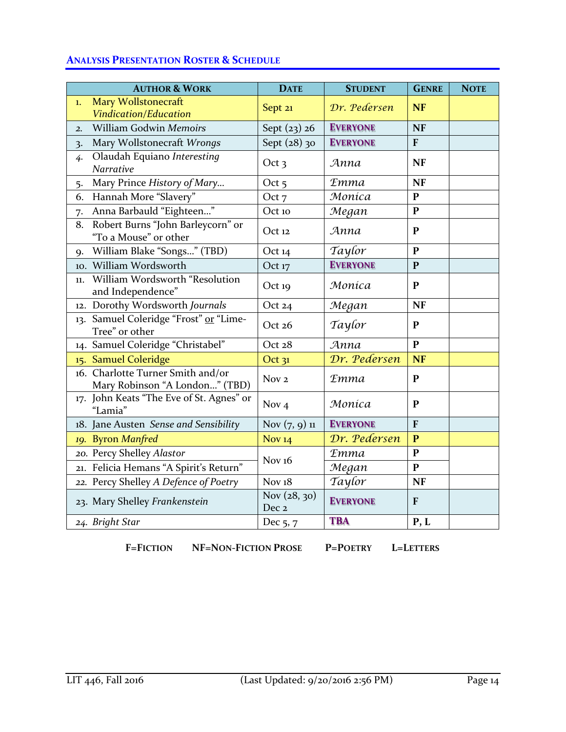## Analysis Presentation Roster & Schedule

| Author & Work | Date | Student | Genre | Note |
|---|---|---|---|---|
| 1. Mary Wollstonecraft *Vindication/Education* | Sept 21 | *Dr. Pedersen* | **NF** | |
| 2. William Godwin *Memoirs* | Sept (23) 26 | **Everyone** | **NF** | |
| 3. Mary Wollstonecraft *Wrongs* | Sept (28) 30 | **Everyone** | **F** | |
| 4. Olaudah Equiano *Interesting Narrative* | Oct 3 | *Anna* | **NF** | |
| 5. Mary Prince *History of Mary…* | Oct 5 | *Emma* | **NF** | |
| 6. Hannah More "Slavery" | Oct 7 | *Monica* | **P** | |
| 7. Anna Barbauld "Eighteen…" | Oct 10 | *Megan* | **P** | |
| 8. Robert Burns "John Barleycorn" or "To a Mouse" or other | Oct 12 | *Anna* | **P** | |
| 9. William Blake "Songs…" (TBD) | Oct 14 | *Taylor* | **P** | |
| 10. William Wordsworth | Oct 17 | **Everyone** | **P** | |
| 11. William Wordsworth "Resolution and Independence" | Oct 19 | *Monica* | **P** | |
| 12. Dorothy Wordsworth *Journals* | Oct 24 | *Megan* | **NF** | |
| 13. Samuel Coleridge "Frost" or "Lime-Tree" or other | Oct 26 | *Taylor* | **P** | |
| 14. Samuel Coleridge "Christabel" | Oct 28 | *Anna* | **P** | |
| 15. Samuel Coleridge | Oct 31 | *Dr. Pedersen* | **NF** | |
| 16. Charlotte Turner Smith and/or Mary Robinson "A London…" (TBD) | Nov 2 | *Emma* | **P** | |
| 17. John Keats "The Eve of St. Agnes" or "Lamia" | Nov 4 | *Monica* | **P** | |
| 18. Jane Austen *Sense and Sensibility* | Nov (7, 9) 11 | **Everyone** | **F** | |
| 19. Byron *Manfred* | Nov 14 | *Dr. Pedersen* | **P** | |
| 20. Percy Shelley *Alastor* | Nov 16 | *Emma* | **P** | |
| 21. Felicia Hemans "A Spirit's Return" | | *Megan* | **P** | |
| 22. Percy Shelley *A Defence of Poetry* | Nov 18 | *Taylor* | **NF** | |
| 23. Mary Shelley *Frankenstein* | Nov (28, 30) Dec 2 | **Everyone** | **F** | |
| 24. *Bright Star* | Dec 5, 7 | **TBA** | **P, L** | |

**F=Fiction** **NF=Non-Fiction Prose** **P=Poetry** **L=Letters**

LIT 446, Fall 2016 (Last Updated: 9/20/2016 2:56 PM)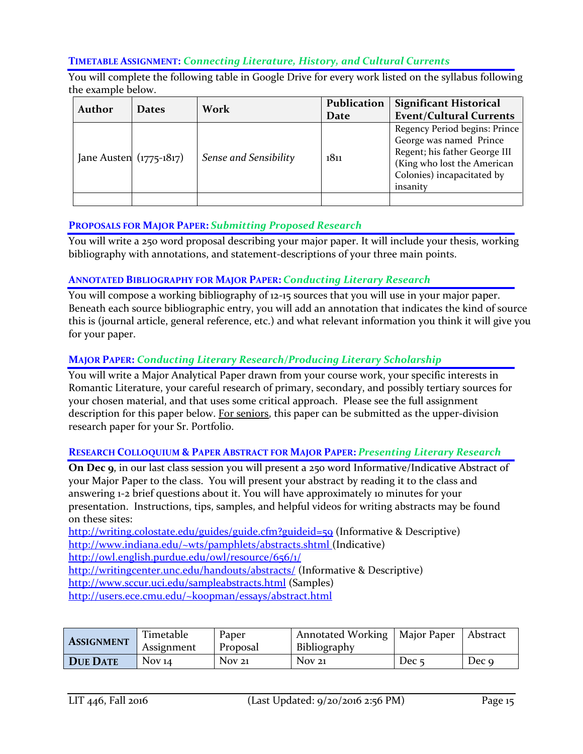### TIMETABLE ASSIGNMENT: *Connecting Literature, History, and Cultural Currents*

You will complete the following table in Google Drive for every work listed on the syllabus following the example below.

| Author | Dates | Work | Publication Date | Significant Historical Event/Cultural Currents |
|---|---|---|---|---|
| Jane Austen | (1775-1817) | *Sense and Sensibility* | 1811 | Regency Period begins: Prince George was named Prince Regent; his father George III (King who lost the American Colonies) incapacitated by insanity |
| | | | | |

### PROPOSALS FOR MAJOR PAPER: *Submitting Proposed Research*

You will write a 250 word proposal describing your major paper. It will include your thesis, working bibliography with annotations, and statement-descriptions of your three main points.

### ANNOTATED BIBLIOGRAPHY FOR MAJOR PAPER: *Conducting Literary Research*

You will compose a working bibliography of 12-15 sources that you will use in your major paper. Beneath each source bibliographic entry, you will add an annotation that indicates the kind of source this is (journal article, general reference, etc.) and what relevant information you think it will give you for your paper.

### MAJOR PAPER: *Conducting Literary Research/Producing Literary Scholarship*

You will write a Major Analytical Paper drawn from your course work, your specific interests in Romantic Literature, your careful research of primary, secondary, and possibly tertiary sources for your chosen material, and that uses some critical approach. Please see the full assignment description for this paper below. For seniors, this paper can be submitted as the upper-division research paper for your Sr. Portfolio.

### RESEARCH COLLOQUIUM & PAPER ABSTRACT FOR MAJOR PAPER: *Presenting Literary Research*

**On Dec 9**, in our last class session you will present a 250 word Informative/Indicative Abstract of your Major Paper to the class. You will present your abstract by reading it to the class and answering 1-2 brief questions about it. You will have approximately 10 minutes for your presentation. Instructions, tips, samples, and helpful videos for writing abstracts may be found on these sites:

http://writing.colostate.edu/guides/guide.cfm?guideid=59 (Informative & Descriptive)
http://www.indiana.edu/~wts/pamphlets/abstracts.shtml (Indicative)
http://owl.english.purdue.edu/owl/resource/656/1/
http://writingcenter.unc.edu/handouts/abstracts/ (Informative & Descriptive)
http://www.sccur.uci.edu/sampleabstracts.html (Samples)
http://users.ece.cmu.edu/~koopman/essays/abstract.html

| **ASSIGNMENT** | Timetable Assignment | Paper Proposal | Annotated Working Bibliography | Major Paper | Abstract |
|---|---|---|---|---|---|
| **DUE DATE** | Nov 14 | Nov 21 | Nov 21 | Dec 5 | Dec 9 |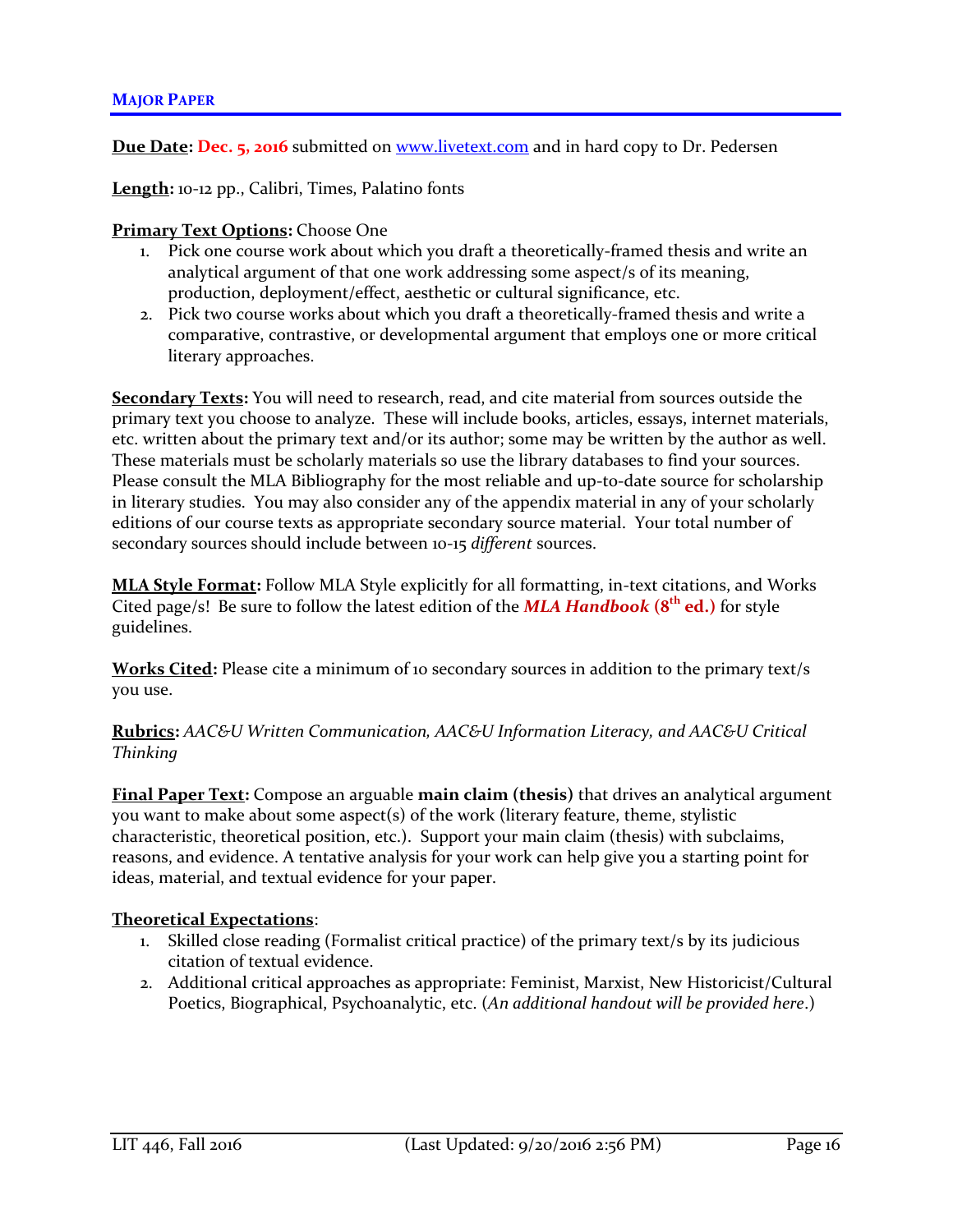## MAJOR PAPER

**Due Date: Dec. 5, 2016** submitted on [www.livetext.com](www.livetext.com) and in hard copy to Dr. Pedersen

**Length:** 10-12 pp., Calibri, Times, Palatino fonts

**Primary Text Options:** Choose One

1. Pick one course work about which you draft a theoretically-framed thesis and write an analytical argument of that one work addressing some aspect/s of its meaning, production, deployment/effect, aesthetic or cultural significance, etc.
2. Pick two course works about which you draft a theoretically-framed thesis and write a comparative, contrastive, or developmental argument that employs one or more critical literary approaches.

**Secondary Texts:** You will need to research, read, and cite material from sources outside the primary text you choose to analyze. These will include books, articles, essays, internet materials, etc. written about the primary text and/or its author; some may be written by the author as well. These materials must be scholarly materials so use the library databases to find your sources. Please consult the MLA Bibliography for the most reliable and up-to-date source for scholarship in literary studies. You may also consider any of the appendix material in any of your scholarly editions of our course texts as appropriate secondary source material. Your total number of secondary sources should include between 10-15 *different* sources.

**MLA Style Format:** Follow MLA Style explicitly for all formatting, in-text citations, and Works Cited page/s! Be sure to follow the latest edition of the ***MLA Handbook* (8th ed.)** for style guidelines.

**Works Cited:** Please cite a minimum of 10 secondary sources in addition to the primary text/s you use.

**Rubrics:** *AAC&U Written Communication, AAC&U Information Literacy, and AAC&U Critical Thinking*

**Final Paper Text:** Compose an arguable **main claim (thesis)** that drives an analytical argument you want to make about some aspect(s) of the work (literary feature, theme, stylistic characteristic, theoretical position, etc.). Support your main claim (thesis) with subclaims, reasons, and evidence. A tentative analysis for your work can help give you a starting point for ideas, material, and textual evidence for your paper.

**Theoretical Expectations**:

1. Skilled close reading (Formalist critical practice) of the primary text/s by its judicious citation of textual evidence.
2. Additional critical approaches as appropriate: Feminist, Marxist, New Historicist/Cultural Poetics, Biographical, Psychoanalytic, etc. (*An additional handout will be provided here*.)